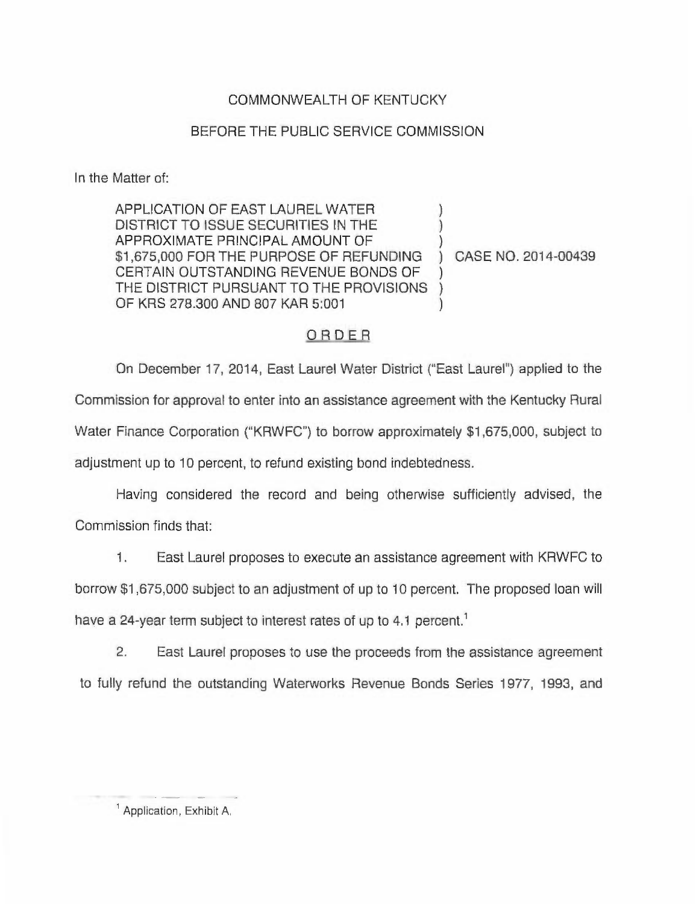COMMONWEALTH OF KENTUCKY

BEFORE THE PUBLIC SERVICE COMMISSION

In the Matter of:

| | | |
|---|---|---|
| APPLICATION OF EAST LAUREL WATER DISTRICT TO ISSUE SECURITIES IN THE APPROXIMATE PRINCIPAL AMOUNT OF $1,675,000 FOR THE PURPOSE OF REFUNDING CERTAIN OUTSTANDING REVENUE BONDS OF THE DISTRICT PURSUANT TO THE PROVISIONS OF KRS 278.300 AND 807 KAR 5:001 | ) | CASE NO. 2014-00439 |

## ORDER

On December 17, 2014, East Laurel Water District ("East Laurel") applied to the Commission for approval to enter into an assistance agreement with the Kentucky Rural Water Finance Corporation ("KRWFC") to borrow approximately $1,675,000, subject to adjustment up to 10 percent, to refund existing bond indebtedness.

Having considered the record and being otherwise sufficiently advised, the Commission finds that:

1. East Laurel proposes to execute an assistance agreement with KRWFC to borrow $1,675,000 subject to an adjustment of up to 10 percent. The proposed loan will have a 24-year term subject to interest rates of up to 4.1 percent.[1]

2. East Laurel proposes to use the proceeds from the assistance agreement to fully refund the outstanding Waterworks Revenue Bonds Series 1977, 1993, and

[1] Application, Exhibit A.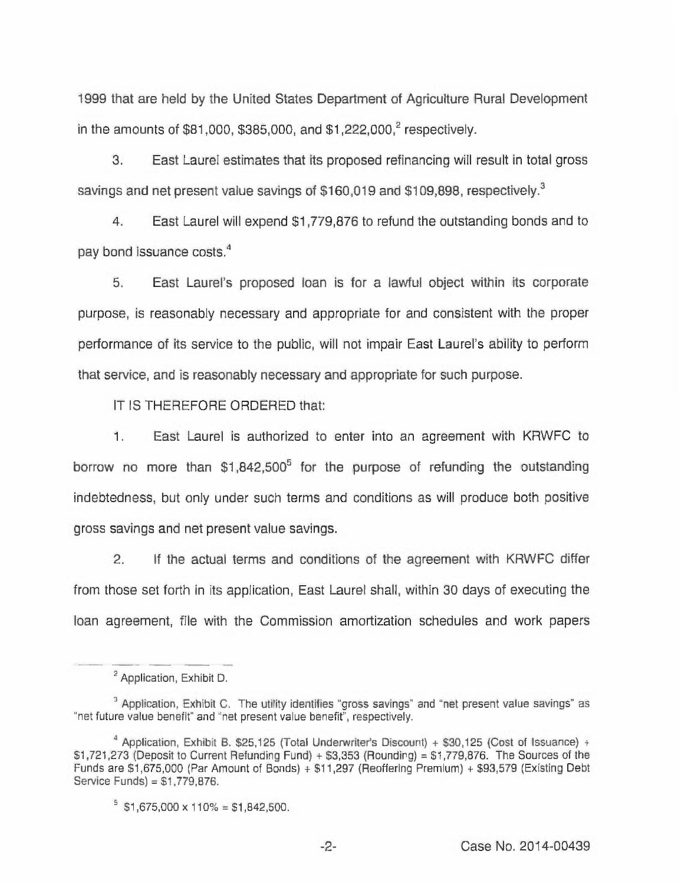1999 that are held by the United States Department of Agriculture Rural Development in the amounts of $81,000, $385,000, and $1,222,000,[2] respectively.

3. East Laurel estimates that its proposed refinancing will result in total gross savings and net present value savings of $160,019 and $109,898, respectively.[3]

4. East Laurel will expend $1,779,876 to refund the outstanding bonds and to pay bond issuance costs.[4]

5. East Laurel's proposed loan is for a lawful object within its corporate purpose, is reasonably necessary and appropriate for and consistent with the proper performance of its service to the public, will not impair East Laurel's ability to perform that service, and is reasonably necessary and appropriate for such purpose.

IT IS THEREFORE ORDERED that:

1. East Laurel is authorized to enter into an agreement with KRWFC to borrow no more than $1,842,500[5] for the purpose of refunding the outstanding indebtedness, but only under such terms and conditions as will produce both positive gross savings and net present value savings.

2. If the actual terms and conditions of the agreement with KRWFC differ from those set forth in its application, East Laurel shall, within 30 days of executing the loan agreement, file with the Commission amortization schedules and work papers

---

[2] Application, Exhibit D.

[3] Application, Exhibit C. The utility identifies "gross savings" and "net present value savings" as "net future value benefit" and "net present value benefit", respectively.

[4] Application, Exhibit B. $25,125 (Total Underwriter's Discount) + $30,125 (Cost of Issuance) + $1,721,273 (Deposit to Current Refunding Fund) + $3,353 (Rounding) = $1,779,876. The Sources of the Funds are $1,675,000 (Par Amount of Bonds) + $11,297 (Reoffering Premium) + $93,579 (Existing Debt Service Funds) = $1,779,876.

[5] $1,675,000 x 110% = $1,842,500.

Case No. 2014-00439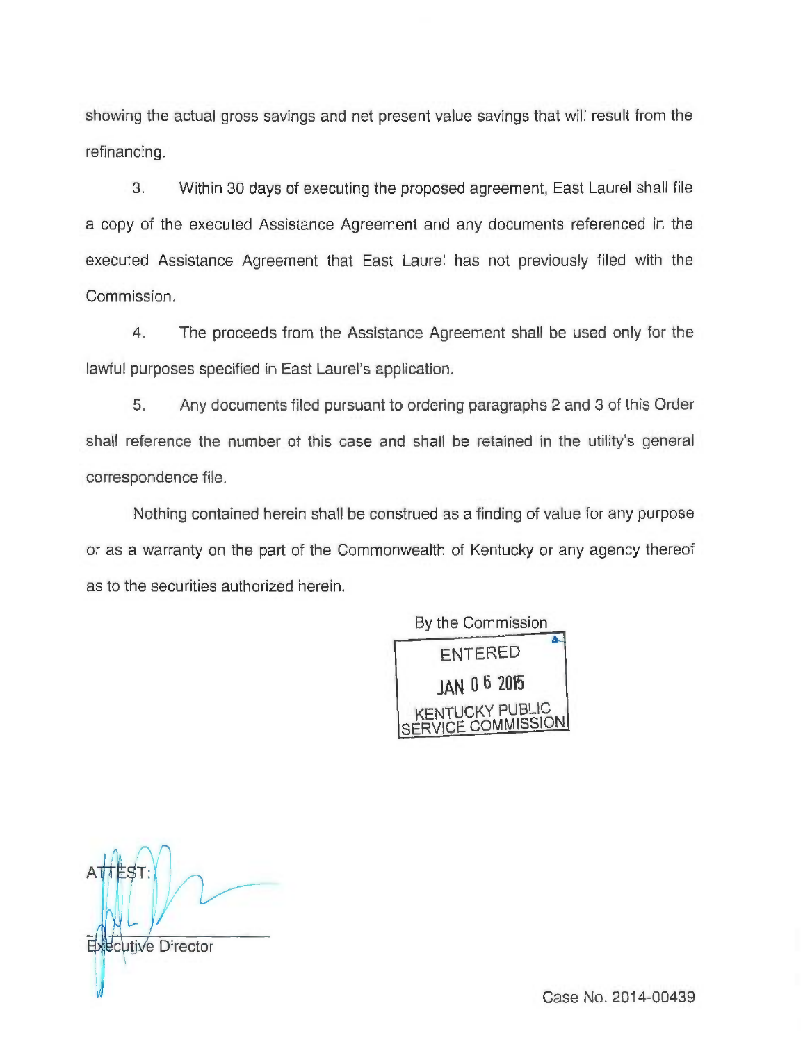showing the actual gross savings and net present value savings that will result from the refinancing.

3. Within 30 days of executing the proposed agreement, East Laurel shall file a copy of the executed Assistance Agreement and any documents referenced in the executed Assistance Agreement that East Laurel has not previously filed with the Commission.

4. The proceeds from the Assistance Agreement shall be used only for the lawful purposes specified in East Laurel's application.

5. Any documents filed pursuant to ordering paragraphs 2 and 3 of this Order shall reference the number of this case and shall be retained in the utility's general correspondence file.

Nothing contained herein shall be construed as a finding of value for any purpose or as a warranty on the part of the Commonwealth of Kentucky or any agency thereof as to the securities authorized herein.

By the Commission

ENTERED
JAN 06 2015
KENTUCKY PUBLIC SERVICE COMMISSION

ATTEST:

Executive Director

Case No. 2014-00439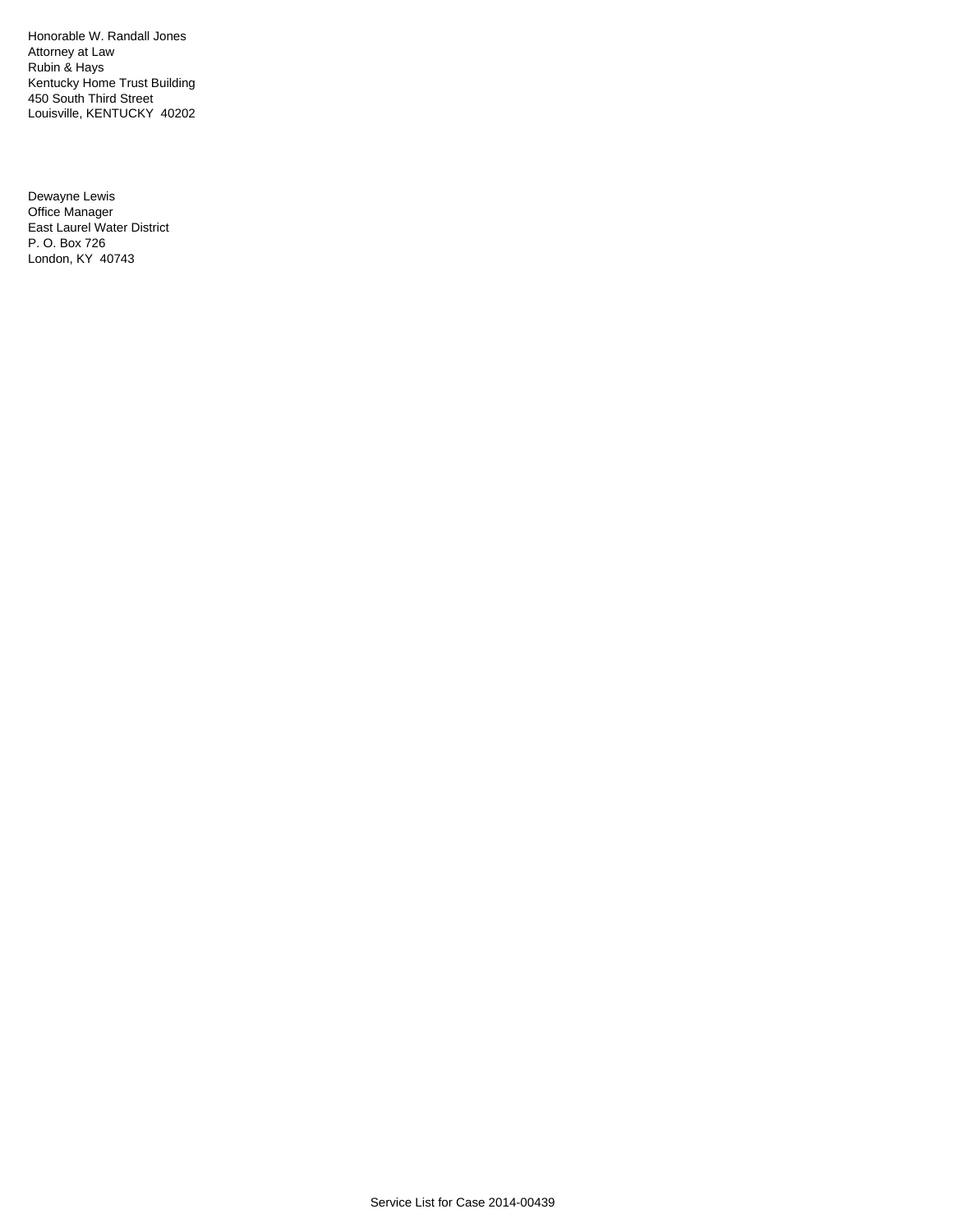Honorable W. Randall Jones
Attorney at Law
Rubin & Hays
Kentucky Home Trust Building
450 South Third Street
Louisville, KENTUCKY 40202

Dewayne Lewis
Office Manager
East Laurel Water District
P. O. Box 726
London, KY 40743

Service List for Case 2014-00439